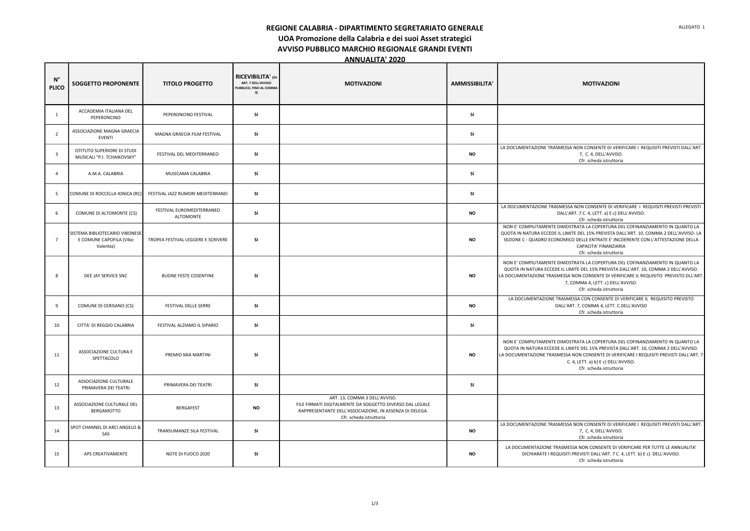ALLEGATO 1

# REGIONE CALABRIA - DIPARTIMENTO SEGRETARIATO GENERALE

## UOA Promozione della Calabria e dei suoi Asset strategici

## AVVISO PUBBLICO MARCHIO REGIONALE GRANDI EVENTI

## ANNUALITA' 2020

| N° PLICO | SOGGETTO PROPONENTE | TITOLO PROGETTO | RICEVIBILITA' (EX ART. 7 DELL'AVVISO PUBBLICO, FINO AL COMMA 3) | MOTIVAZIONI | AMMISSIBILITA' | MOTIVAZIONI |
|---|---|---|---|---|---|---|
| 1 | ACCADEMIA ITALIANA DEL PEPERONCINO | PEPERONCINO FESTIVAL | SI | | SI | |
| 2 | ASSOCIAZIONE MAGNA GRAECIA EVENTI | MAGNA GRAECIA FILM FESTIVAL | SI | | SI | |
| 3 | ISTITUTO SUPERIORE DI STUDI MUSICALI "P.I. TCHAIKOVSKY" | FESTIVAL DEL MEDITERRANEO | SI | | NO | LA DOCUMENTAZIONE TRASMESSA NON CONSENTE DI VERIFICARE I REQUISITI PREVISTI DALL'ART. 7, C. 4, DELL'AVVISO. Cfr. scheda istruttoria |
| 4 | A.M.A. CALABRIA | MUSICAMA CALABRIA | SI | | SI | |
| 5 | COMUNE DI ROCCELLA IONICA (RC) | FESTIVAL JAZZ RUMORI MEDITERRANEI | SI | | SI | |
| 6 | COMUNE DI ALTOMONTE (CS) | FESTIVAL EUROMEDITERRANEO ALTOMONTE | SI | | NO | LA DOCUMENTAZIONE TRASMESSA NON CONSENTE DI VERIFICARE I REQUISITI PREVISTI PREVISTI DALL'ART. 7 C. 4, LETT. a) E c) DELL'AVVISO. Cfr. scheda istruttoria |
| 7 | SISTEMA BIBLIOTECARIO VIBONESE E COMUNE CAPOFILA (Vibo Valentia) | TROPEA FESTIVAL LEGGERE E SCRIVERE | SI | | NO | NON E' COMPIUTAMENTE DIMOSTRATA LA COPERTURA DEL COFINANZIAMENTO IN QUANTO LA QUOTA IN NATURA ECCEDE IL LIMITE DEL 15% PREVISTA DALL'ART. 10, COMMA 2 DELL'AVVISO- LA SEZIONE C - QUADRO ECONOMICO DELLE ENTRATE E' INCOERENTE CON L'ATTESTAZIONE DELLA CAPACITA' FINANZIARIA Cfr. scheda istruttoria |
| 8 | DEE JAY SERVICE SNC | BUONE FESTE COSENTINE | SI | | NO | NON E' COMPIUTAMENTE DIMOSTRATA LA COPERTURA DEL COFINANZIAMENTO IN QUANTO LA QUOTA IN NATURA ECCEDE IL LIMITE DEL 15% PREVISTA DALL'ART. 10, COMMA 2 DELL'AVVISO. LA DOCUMENTAZIONE TRASMESSA NON CONSENTE DI VERIFICARE IL REQUISITO PREVISTO DLL'ART. 7, COMMA 4, LETT. c) DELL'AVVISO. Cfr. scheda istruttoria |
| 9 | COMUNE DI CERISANO (CS) | FESTIVAL DELLE SERRE | SI | | NO | LA DOCUMENTAZIONE TRASMESSA CON CONSENTE DI VERIFICARE IL REQUISITO PREVISTO DALL'ART. 7, COMMA 4, LETT. C DELL'AVVISO Cfr. scheda istruttoria |
| 10 | CITTA' DI REGGIO CALABRIA | FESTIVAL ALZIAMO IL SIPARIO | SI | | SI | |
| 11 | ASSOCIAZIONE CULTURA E SPETTACOLO | PREMIO MIA MARTINI | SI | | NO | NON E' COMPIUTAMENTE DIMOSTRATA LA COPERTURA DEL COFINANZIAMENTO IN QUANTO LA QUOTA IN NATURA ECCEDE IL LIMITE DEL 15% PREVISTA DALL'ART. 10, COMMA 2 DELL'AVVISO. LA DOCUMENTAZIONE TRASMESSA NON CONSENTE DI VERIFICARE I REQUISITI PREVISTI DALL'ART. 7 C. 4, LETT. a) b) E c) DELL'AVVISO. Cfr. scheda istruttoria |
| 12 | ASSOCIAZIONE CULTURALE PRIMAVERA DEI TEATRI | PRIMAVERA DEI TEATRI | SI | | SI | |
| 13 | ASSOCIAZIONE CULTURALE DEL BERGAMOTTO | BERGAFEST | NO | ART. 13, COMMA 3 DELL'AVVISO. FILE FIRMATI DIGITALMENTE DA SOGGETTO DIVERSO DAL LEGALE RAPPRESENTANTE DELL'ASSOCIAZIONE, IN ASSENZA DI DELEGA. Cfr. scheda istruttoria | | |
| 14 | SPOT CHANNEL DI ARCI ANGELO & SAS | TRANSUMANZE SILA FESTIVAL | SI | | NO | LA DOCUMENTAZIONE TRASMESSA NON CONSENTE DI VERIFICARE I REQUISITI PREVISTI DALL'ART. 7, C. 4, DELL'AVVISO. Cfr. scheda istruttoria |
| 15 | APS CREATIVAMENTE | NOTE DI FUOCO 2020 | SI | | NO | LA DOCUMENTAZIONE TRASMESSA NON CONSENTE DI VERIFICARE PER TUTTE LE ANNUALITA' DICHIARATE I REQUISITI PREVISTI DALL'ART. 7 C. 4, LETT. b) E c) DELL'AVVISO. Cfr. scheda istruttoria |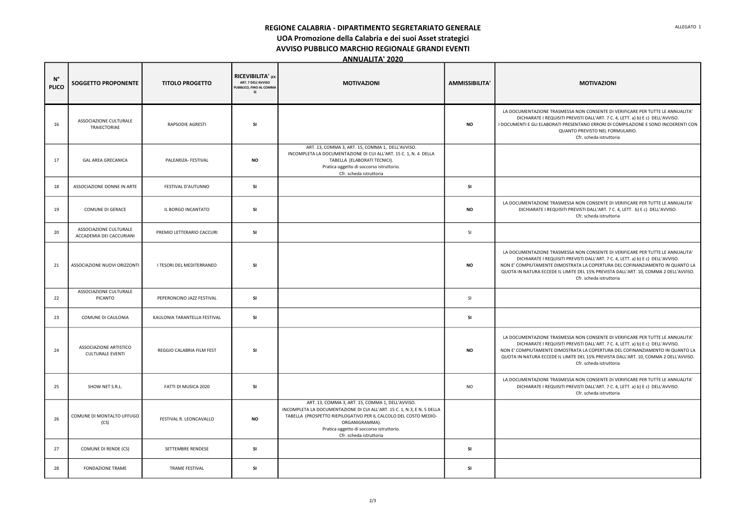**REGIONE CALABRIA - DIPARTIMENTO SEGRETARIATO GENERALE**
**UOA Promozione della Calabria e dei suoi Asset strategici**
**AVVISO PUBBLICO MARCHIO REGIONALE GRANDI EVENTI**
**ANNUALITA' 2020**

ALLEGATO 1

| N° PLICO | SOGGETTO PROPONENTE | TITOLO PROGETTO | RICEVIBILITA' (EX ART. 7 DELL'AVVISO PUBBLICO, FINO AL COMMA 3) | MOTIVAZIONI | AMMISSIBILITA' | MOTIVAZIONI |
|---|---|---|---|---|---|---|
| 16 | ASSOCIAZIONE CULTURALE TRAIECTORIAE | RAPSODIE AGRESTI | SI | | NO | LA DOCUMENTAZIONE TRASMESSA NON CONSENTE DI VERIFICARE PER TUTTE LE ANNUALITA' DICHIARATE I REQUISITI PREVISTI DALL'ART. 7 C. 4, LETT. a) b) E c) DELL'AVVISO. I DOCUMENTI E GLI ELABORATI PRESENTANO ERRORI DI COMPILAZIONE E SONO INCOERENTI CON QUANTO PREVISTO NEL FORMULARIO. Cfr. scheda istruttoria |
| 17 | GAL AREA GRECANICA | PALEARIZA- FESTIVAL | NO | ART. 13, COMMA 3, ART. 15, COMMA 1, DELL'AVVISO. INCOMPLETA LA DOCUMENTAZIONE DI CUI ALL'ART. 15 C. 1, N. 4 DELLA TABELLA (ELABORATI TECNICI). Pratica oggetto di soccorso istruttorio. Cfr. scheda istruttoria | | |
| 18 | ASSOCIAZIONE DONNE IN ARTE | FESTIVAL D'AUTUNNO | SI | | SI | |
| 19 | COMUNE DI GERACE | IL BORGO INCANTATO | SI | | NO | LA DOCUMENTAZIONE TRASMESSA NON CONSENTE DI VERIFICARE PER TUTTE LE ANNUALITA' DICHIARATE I REQUISITI PREVISTI DALL'ART. 7 C. 4, LETT. b) E c) DELL'AVVISO. Cfr. scheda istruttoria |
| 20 | ASSOCIAZIONE CULTURALE ACCADEMIA DEI CACCURIANI | PREMIO LETTERARIO CACCURI | SI | | SI | |
| 21 | ASSOCIAZIONE NUOVI ORIZZONTI | I TESORI DEL MEDITERRANEO | SI | | NO | LA DOCUMENTAZIONE TRASMESSA NON CONSENTE DI VERIFICARE PER TUTTE LE ANNUALITA' DICHIARATE I REQUISITI PREVISTI DALL'ART. 7 C. 4, LETT. a) b) E c) DELL'AVVISO. NON E' COMPIUTAMENTE DIMOSTRATA LA COPERTURA DEL COFINANZIAMENTO IN QUANTO LA QUOTA IN NATURA ECCEDE IL LIMITE DEL 15% PREVISTA DALL'ART. 10, COMMA 2 DELL'AVVISO. Cfr. scheda istruttoria |
| 22 | ASSOCIAZIONE CULTURALE PICANTO | PEPERONCINO JAZZ FESTIVAL | SI | | SI | |
| 23 | COMUNE DI CAULONIA | KAULONIA TARANTELLA FESTIVAL | SI | | SI | |
| 24 | ASSOCIAZIONE ARTISTICO CULTURALE EVENTI | REGGIO CALABRIA FILM FEST | SI | | NO | LA DOCUMENTAZIONE TRASMESSA NON CONSENTE DI VERIFICARE PER TUTTE LE ANNUALITA' DICHIARATE I REQUISITI PREVISTI DALL'ART. 7 C. 4, LETT. a) b) E c) DELL'AVVISO. NON E' COMPIUTAMENTE DIMOSTRATA LA COPERTURA DEL COFINANZIAMENTO IN QUANTO LA QUOTA IN NATURA ECCEDE IL LIMITE DEL 15% PREVISTA DALL'ART. 10, COMMA 2 DELL'AVVISO. Cfr. scheda istruttoria |
| 25 | SHOW NET S.R.L. | FATTI DI MUSICA 2020 | SI | | NO | LA DOCUMENTAZIONE TRASMESSA NON CONSENTE DI VERIFICARE PER TUTTE LE ANNUALITA' DICHIARATE I REQUISITI PREVISTI DALL'ART. 7 C. 4, LETT. a) b) E c) DELL'AVVISO. Cfr. scheda istruttoria |
| 26 | COMUNE DI MONTALTO UFFUGO (CS) | FESTIVAL R. LEONCAVALLO | NO | ART. 13, COMMA 3, ART. 15, COMMA 1, DELL'AVVISO. INCOMPLETA LA DOCUMENTAZIONE DI CUI ALL'ART. 15 C. 1, N.3, E N. 5 DELLA TABELLA (PROSPETTO RIEPILOGATIVO PER IL CALCOLO DEL COSTO MEDIO- ORGANIGRAMMA). Pratica oggetto di soccorso istruttorio. Cfr. scheda istruttoria | | |
| 27 | COMUNE DI RENDE (CS) | SETTEMBRE RENDESE | SI | | SI | |
| 28 | FONDAZIONE TRAME | TRAME FESTIVAL | SI | | SI | |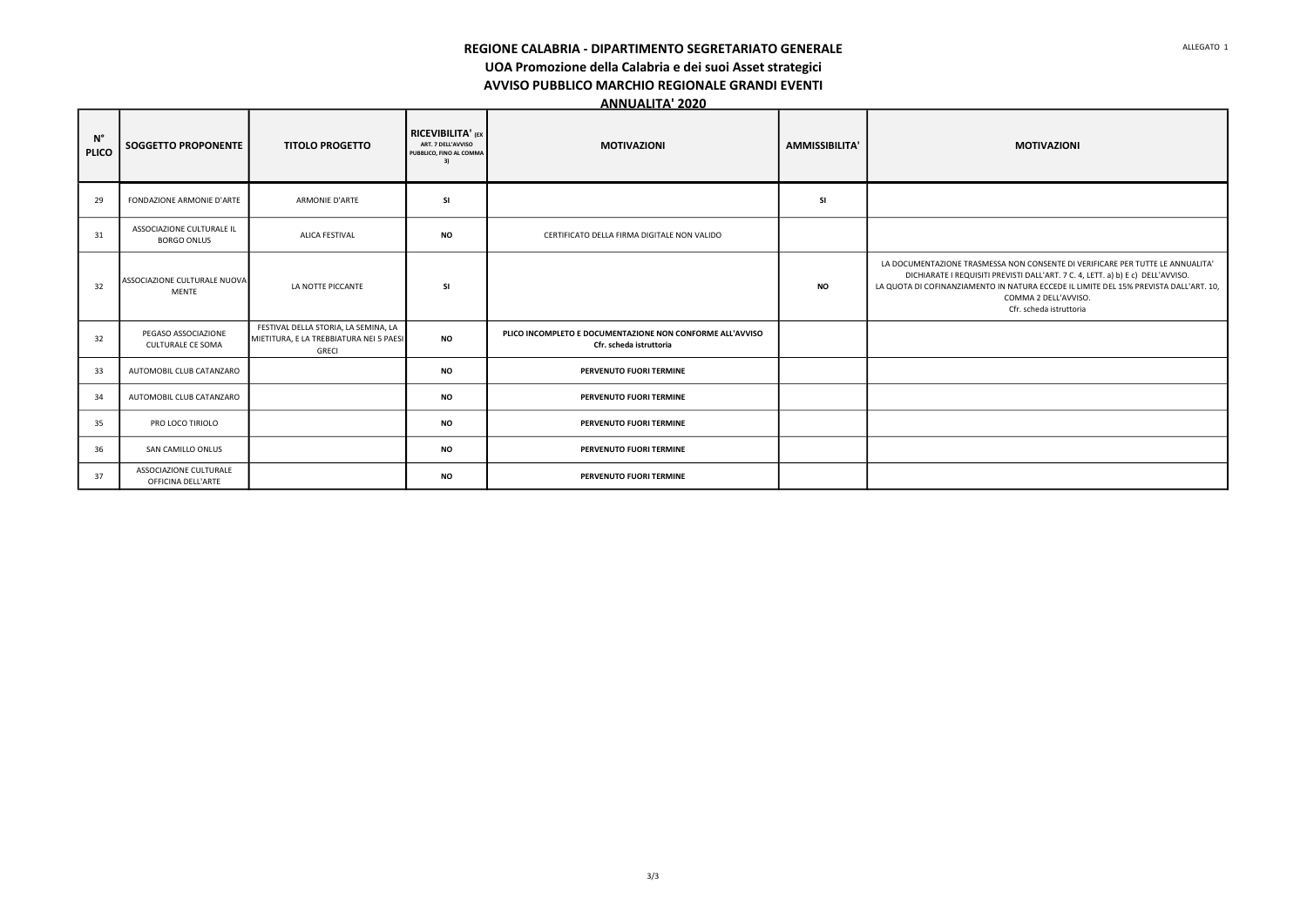ALLEGATO 1

# REGIONE CALABRIA - DIPARTIMENTO SEGRETARIATO GENERALE

## UOA Promozione della Calabria e dei suoi Asset strategici

## AVVISO PUBBLICO MARCHIO REGIONALE GRANDI EVENTI

## ANNUALITA' 2020

| N° PLICO | SOGGETTO PROPONENTE | TITOLO PROGETTO | RICEVIBILITA' (EX ART. 7 DELL'AVVISO PUBBLICO, FINO AL COMMA 3) | MOTIVAZIONI | AMMISSIBILITA' | MOTIVAZIONI |
|---|---|---|---|---|---|---|
| 29 | FONDAZIONE ARMONIE D'ARTE | ARMONIE D'ARTE | **SI** | | **SI** | |
| 31 | ASSOCIAZIONE CULTURALE IL BORGO ONLUS | ALICA FESTIVAL | **NO** | CERTIFICATO DELLA FIRMA DIGITALE NON VALIDO | | |
| 32 | ASSOCIAZIONE CULTURALE NUOVA MENTE | LA NOTTE PICCANTE | **SI** | | **NO** | LA DOCUMENTAZIONE TRASMESSA NON CONSENTE DI VERIFICARE PER TUTTE LE ANNUALITA' DICHIARATE I REQUISITI PREVISTI DALL'ART. 7 C. 4, LETT. a) b) E c) DELL'AVVISO. LA QUOTA DI COFINANZIAMENTO IN NATURA ECCEDE IL LIMITE DEL 15% PREVISTA DALL'ART. 10, COMMA 2 DELL'AVVISO. Cfr. scheda istruttoria |
| 32 | PEGASO ASSOCIAZIONE CULTURALE CE SOMA | FESTIVAL DELLA STORIA, LA SEMINA, LA MIETITURA, E LA TREBBIATURA NEI 5 PAESI GRECI | **NO** | **PLICO INCOMPLETO E DOCUMENTAZIONE NON CONFORME ALL'AVVISO Cfr. scheda istruttoria** | | |
| 33 | AUTOMOBIL CLUB CATANZARO | | **NO** | **PERVENUTO FUORI TERMINE** | | |
| 34 | AUTOMOBIL CLUB CATANZARO | | **NO** | **PERVENUTO FUORI TERMINE** | | |
| 35 | PRO LOCO TIRIOLO | | **NO** | **PERVENUTO FUORI TERMINE** | | |
| 36 | SAN CAMILLO ONLUS | | **NO** | **PERVENUTO FUORI TERMINE** | | |
| 37 | ASSOCIAZIONE CULTURALE OFFICINA DELL'ARTE | | **NO** | **PERVENUTO FUORI TERMINE** | | |